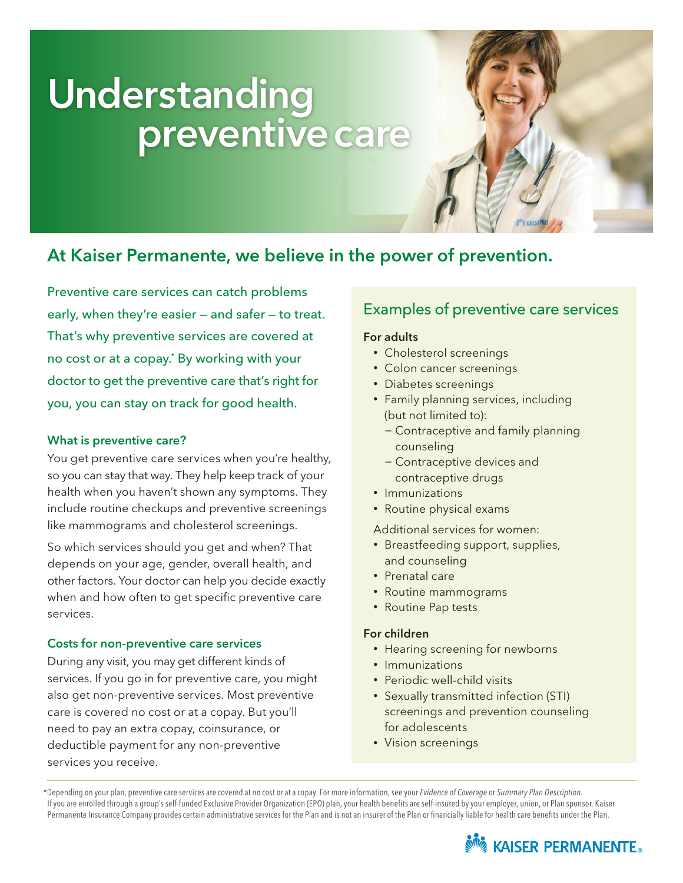# Understanding preventive care

## At Kaiser Permanente, we believe in the power of prevention.

Preventive care services can catch problems early, when they're easier — and safer — to treat. That's why preventive services are covered at no cost or at a copay.* By working with your doctor to get the preventive care that's right for you, you can stay on track for good health.

### What is preventive care?

You get preventive care services when you're healthy, so you can stay that way. They help keep track of your health when you haven't shown any symptoms. They include routine checkups and preventive screenings like mammograms and cholesterol screenings.

So which services should you get and when? That depends on your age, gender, overall health, and other factors. Your doctor can help you decide exactly when and how often to get specific preventive care services.

### Costs for non-preventive care services

During any visit, you may get different kinds of services. If you go in for preventive care, you might also get non-preventive services. Most preventive care is covered no cost or at a copay. But you'll need to pay an extra copay, coinsurance, or deductible payment for any non-preventive services you receive.

## Examples of preventive care services

**For adults**

- Cholesterol screenings
- Colon cancer screenings
- Diabetes screenings
- Family planning services, including (but not limited to):
  - Contraceptive and family planning counseling
  - Contraceptive devices and contraceptive drugs
- Immunizations
- Routine physical exams

Additional services for women:

- Breastfeeding support, supplies, and counseling
- Prenatal care
- Routine mammograms
- Routine Pap tests

**For children**

- Hearing screening for newborns
- Immunizations
- Periodic well-child visits
- Sexually transmitted infection (STI) screenings and prevention counseling for adolescents
- Vision screenings

*Depending on your plan, preventive care services are covered at no cost or at a copay. For more information, see your *Evidence of Coverage* or *Summary Plan Description*. If you are enrolled through a group's self-funded Exclusive Provider Organization (EPO) plan, your health benefits are self-insured by your employer, union, or Plan sponsor. Kaiser Permanente Insurance Company provides certain administrative services for the Plan and is not an insurer of the Plan or financially liable for health care benefits under the Plan.

KAISER PERMANENTE®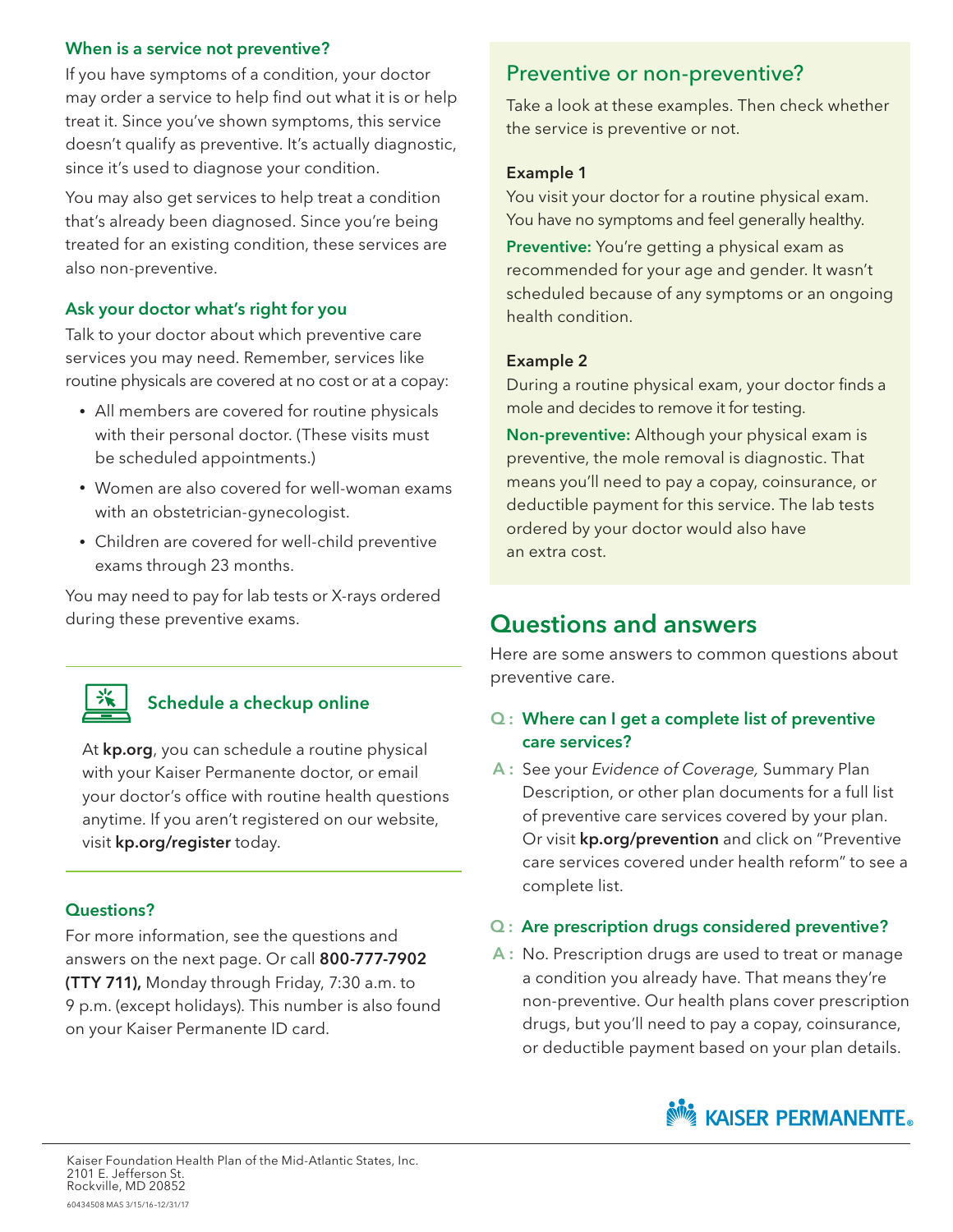### When is a service not preventive?

If you have symptoms of a condition, your doctor may order a service to help find out what it is or help treat it. Since you've shown symptoms, this service doesn't qualify as preventive. It's actually diagnostic, since it's used to diagnose your condition.

You may also get services to help treat a condition that's already been diagnosed. Since you're being treated for an existing condition, these services are also non-preventive.

### Ask your doctor what's right for you

Talk to your doctor about which preventive care services you may need. Remember, services like routine physicals are covered at no cost or at a copay:

- All members are covered for routine physicals with their personal doctor. (These visits must be scheduled appointments.)
- Women are also covered for well-woman exams with an obstetrician-gynecologist.
- Children are covered for well-child preventive exams through 23 months.

You may need to pay for lab tests or X-rays ordered during these preventive exams.

### Schedule a checkup online

At **kp.org**, you can schedule a routine physical with your Kaiser Permanente doctor, or email your doctor's office with routine health questions anytime. If you aren't registered on our website, visit **kp.org/register** today.

### Questions?

For more information, see the questions and answers on the next page. Or call **800-777-7902 (TTY 711),** Monday through Friday, 7:30 a.m. to 9 p.m. (except holidays). This number is also found on your Kaiser Permanente ID card.

## Preventive or non-preventive?

Take a look at these examples. Then check whether the service is preventive or not.

**Example 1**

You visit your doctor for a routine physical exam. You have no symptoms and feel generally healthy.

**Preventive:** You're getting a physical exam as recommended for your age and gender. It wasn't scheduled because of any symptoms or an ongoing health condition.

**Example 2**

During a routine physical exam, your doctor finds a mole and decides to remove it for testing.

**Non-preventive:** Although your physical exam is preventive, the mole removal is diagnostic. That means you'll need to pay a copay, coinsurance, or deductible payment for this service. The lab tests ordered by your doctor would also have an extra cost.

## Questions and answers

Here are some answers to common questions about preventive care.

**Q: Where can I get a complete list of preventive care services?**

**A:** See your *Evidence of Coverage,* Summary Plan Description, or other plan documents for a full list of preventive care services covered by your plan. Or visit **kp.org/prevention** and click on "Preventive care services covered under health reform" to see a complete list.

**Q: Are prescription drugs considered preventive?**

**A:** No. Prescription drugs are used to treat or manage a condition you already have. That means they're non-preventive. Our health plans cover prescription drugs, but you'll need to pay a copay, coinsurance, or deductible payment based on your plan details.

KAISER PERMANENTE®

Kaiser Foundation Health Plan of the Mid-Atlantic States, Inc.
2101 E. Jefferson St.
Rockville, MD 20852

60434508 MAS 3/15/16-12/31/17